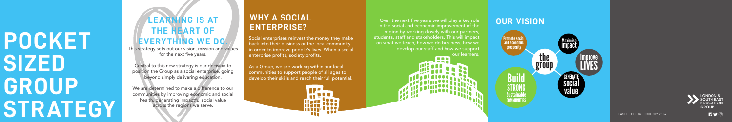# POCKET SIZED GROUP STRATEGY

## LEARNING IS AT THE HEART OF EVERYTHING WE DO.

This strategy sets out our vision, mission and values for the next five years.

Central to this new strategy is our decision to position the Group as a social enterprise, going beyond simply delivering education.

We are determined to make a difference to our communities by improving economic and social health, generating impactful social value across the regions we serve.

## WHY A SOCIAL ENTERPRISE?

Social enterprises reinvest the money they make back into their business or the local community in order to improve people's lives. When a social enterprise profits, society profits.

As a Group, we are working within our local communities to support people of all ages to develop their skills and reach their full potential.

Over the next five years we will play a key role in the social and economic improvement of the region by working closely with our partners, students, staff and stakeholders. This will impact on what we teach, how we do business, how we develop our staff and how we support our learners.

## OUR VISION

the group

- Promote social and economic prosperity
- Maximise impact
- Improve LIVES
- GENERATE social value
- Build STRONG Sustainable COMMUNITIES

LONDON & SOUTH EAST EDUCATION GROUP

LASEEC.CO.UK 0300 302 2554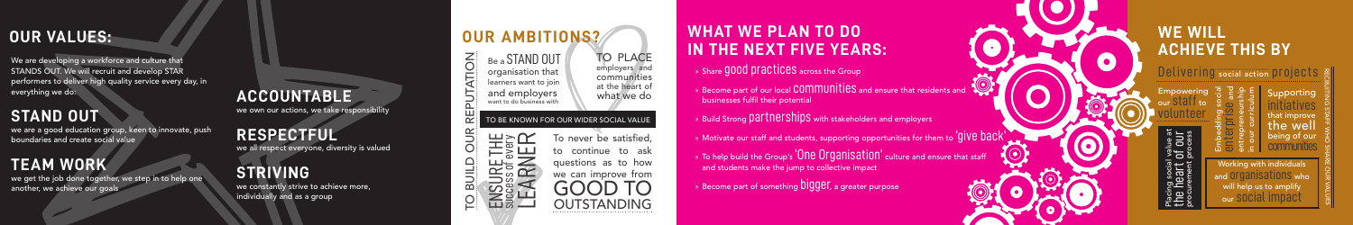## OUR VALUES:

We are developing a workforce and culture that STANDS OUT. We will recruit and develop STAR performers to deliver high quality service every day, in everything we do:

### STAND OUT

we are a good education group, keen to innovate, push boundaries and create social value

### TEAM WORK

we get the job done together, we step in to help one another, we achieve our goals

### ACCOUNTABLE

we own our actions, we take responsibility

### RESPECTFUL

we all respect everyone, diversity is valued

### STRIVING

we constantly strive to achieve more, individually and as a group

## OUR AMBITIONS?

TO BUILD OUR REPUTATION

Be a STAND OUT organisation that learners want to join and employers want to do business with

TO PLACE employers and communities at the heart of what we do

TO BE KNOWN FOR OUR WIDER SOCIAL VALUE

ENSURE THE success of every LEARNER

To never be satisfied, to continue to ask questions as to how we can improve from GOOD TO OUTSTANDING

## WHAT WE PLAN TO DO IN THE NEXT FIVE YEARS:

- Share good practices across the Group
- Become part of our local communities and ensure that residents and businesses fulfil their potential
- Build Strong partnerships with stakeholders and employers
- Motivate our staff and students, supporting opportunities for them to 'give back'
- To help build the Group's 'One Organisation' culture and ensure that staff and students make the jump to collective impact
- Become part of something bigger, a greater purpose

## WE WILL ACHIEVE THIS BY

Delivering social action projects

Empowering our staff to volunteer

Placing social value at the heart of our procurement process

Embedding social enterprise and entrepreneurship in our curriculum

Supporting initiatives that improve the well being of our communities

Working with individuals and organisations who will help us to amplify our social impact

RECRUITING STAFF WHO SHARE OUR VALUES